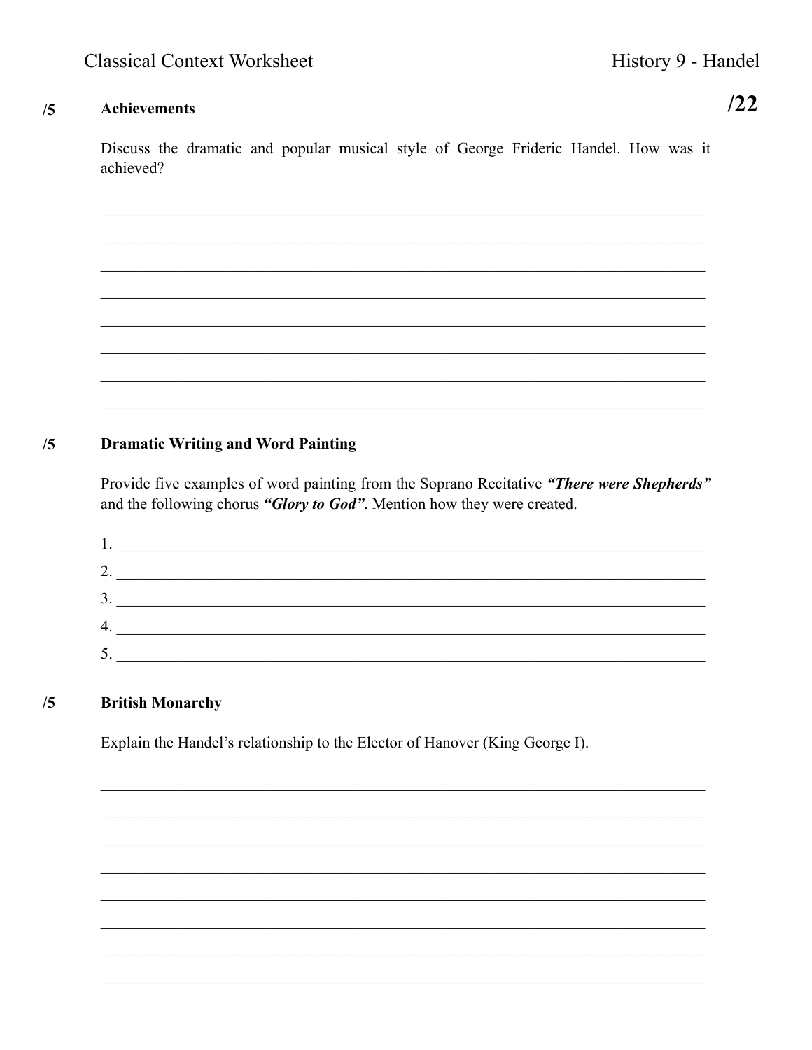Classical Context Worksheet

History 9 - Handel

**/22**

## /5 Achievements

Discuss the dramatic and popular musical style of George Frideric Handel. How was it achieved?

______________________________________________________________________________

______________________________________________________________________________

______________________________________________________________________________

______________________________________________________________________________

______________________________________________________________________________

______________________________________________________________________________

______________________________________________________________________________

______________________________________________________________________________

## /5 Dramatic Writing and Word Painting

Provide five examples of word painting from the Soprano Recitative ***"There were Shepherds"*** and the following chorus ***"Glory to God"***. Mention how they were created.

1. ______________________________________________________________________________
2. ______________________________________________________________________________
3. ______________________________________________________________________________
4. ______________________________________________________________________________
5. ______________________________________________________________________________

## /5 British Monarchy

Explain the Handel's relationship to the Elector of Hanover (King George I).

______________________________________________________________________________

______________________________________________________________________________

______________________________________________________________________________

______________________________________________________________________________

______________________________________________________________________________

______________________________________________________________________________

______________________________________________________________________________

______________________________________________________________________________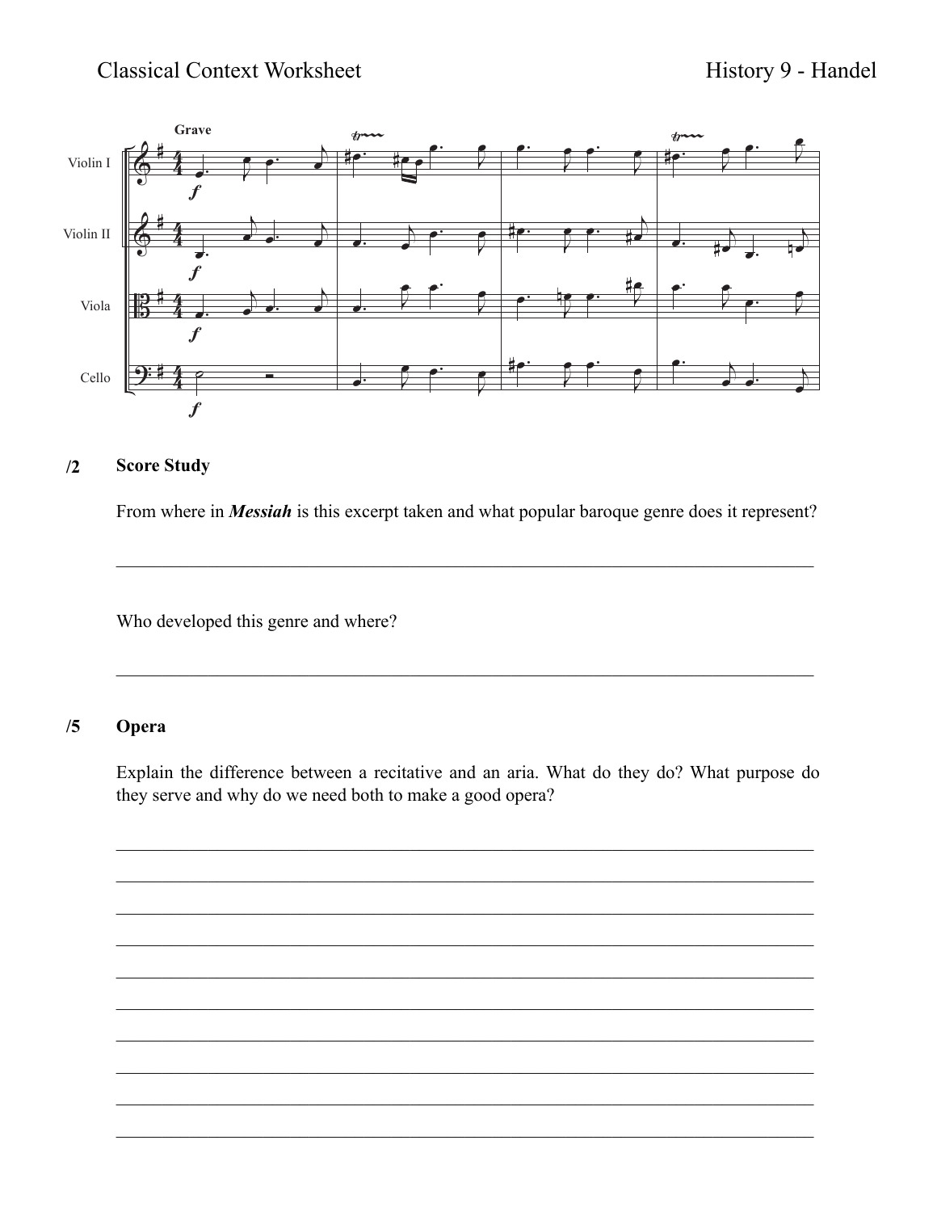**/2 Score Study**

From where in ***Messiah*** is this excerpt taken and what popular baroque genre does it represent?

_______________________________________________________________________________

Who developed this genre and where?

_______________________________________________________________________________

**/5 Opera**

Explain the difference between a recitative and an aria. What do they do? What purpose do they serve and why do we need both to make a good opera?

_______________________________________________________________________________

_______________________________________________________________________________

_______________________________________________________________________________

_______________________________________________________________________________

_______________________________________________________________________________

_______________________________________________________________________________

_______________________________________________________________________________

_______________________________________________________________________________

_______________________________________________________________________________

_______________________________________________________________________________